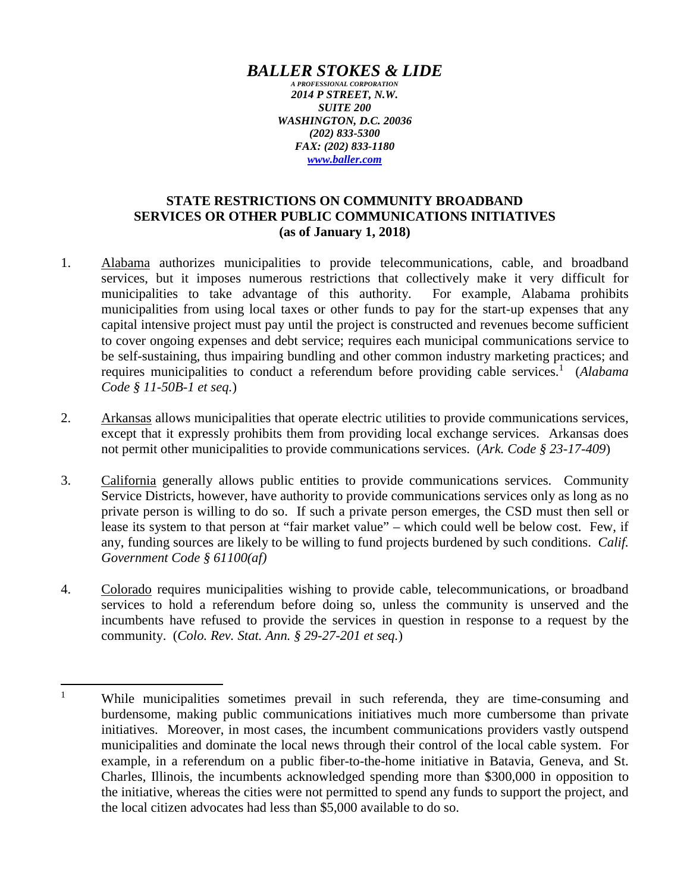# *BALLER STOKES & LIDE*

*A PROFESSIONAL CORPORATION*
*2014 P STREET, N.W.*
*SUITE 200*
*WASHINGTON, D.C. 20036*
*(202) 833-5300*
*FAX: (202) 833-1180*
*www.baller.com*

## STATE RESTRICTIONS ON COMMUNITY BROADBAND SERVICES OR OTHER PUBLIC COMMUNICATIONS INITIATIVES (as of January 1, 2018)

1. Alabama authorizes municipalities to provide telecommunications, cable, and broadband services, but it imposes numerous restrictions that collectively make it very difficult for municipalities to take advantage of this authority. For example, Alabama prohibits municipalities from using local taxes or other funds to pay for the start-up expenses that any capital intensive project must pay until the project is constructed and revenues become sufficient to cover ongoing expenses and debt service; requires each municipal communications service to be self-sustaining, thus impairing bundling and other common industry marketing practices; and requires municipalities to conduct a referendum before providing cable services.[1] (*Alabama Code § 11-50B-1 et seq.*)

2. Arkansas allows municipalities that operate electric utilities to provide communications services, except that it expressly prohibits them from providing local exchange services. Arkansas does not permit other municipalities to provide communications services. (*Ark. Code § 23-17-409*)

3. California generally allows public entities to provide communications services. Community Service Districts, however, have authority to provide communications services only as long as no private person is willing to do so. If such a private person emerges, the CSD must then sell or lease its system to that person at "fair market value" – which could well be below cost. Few, if any, funding sources are likely to be willing to fund projects burdened by such conditions. *Calif. Government Code § 61100(af)*

4. Colorado requires municipalities wishing to provide cable, telecommunications, or broadband services to hold a referendum before doing so, unless the community is unserved and the incumbents have refused to provide the services in question in response to a request by the community. (*Colo. Rev. Stat. Ann. § 29-27-201 et seq.*)

---

[1] While municipalities sometimes prevail in such referenda, they are time-consuming and burdensome, making public communications initiatives much more cumbersome than private initiatives. Moreover, in most cases, the incumbent communications providers vastly outspend municipalities and dominate the local news through their control of the local cable system. For example, in a referendum on a public fiber-to-the-home initiative in Batavia, Geneva, and St. Charles, Illinois, the incumbents acknowledged spending more than $300,000 in opposition to the initiative, whereas the cities were not permitted to spend any funds to support the project, and the local citizen advocates had less than $5,000 available to do so.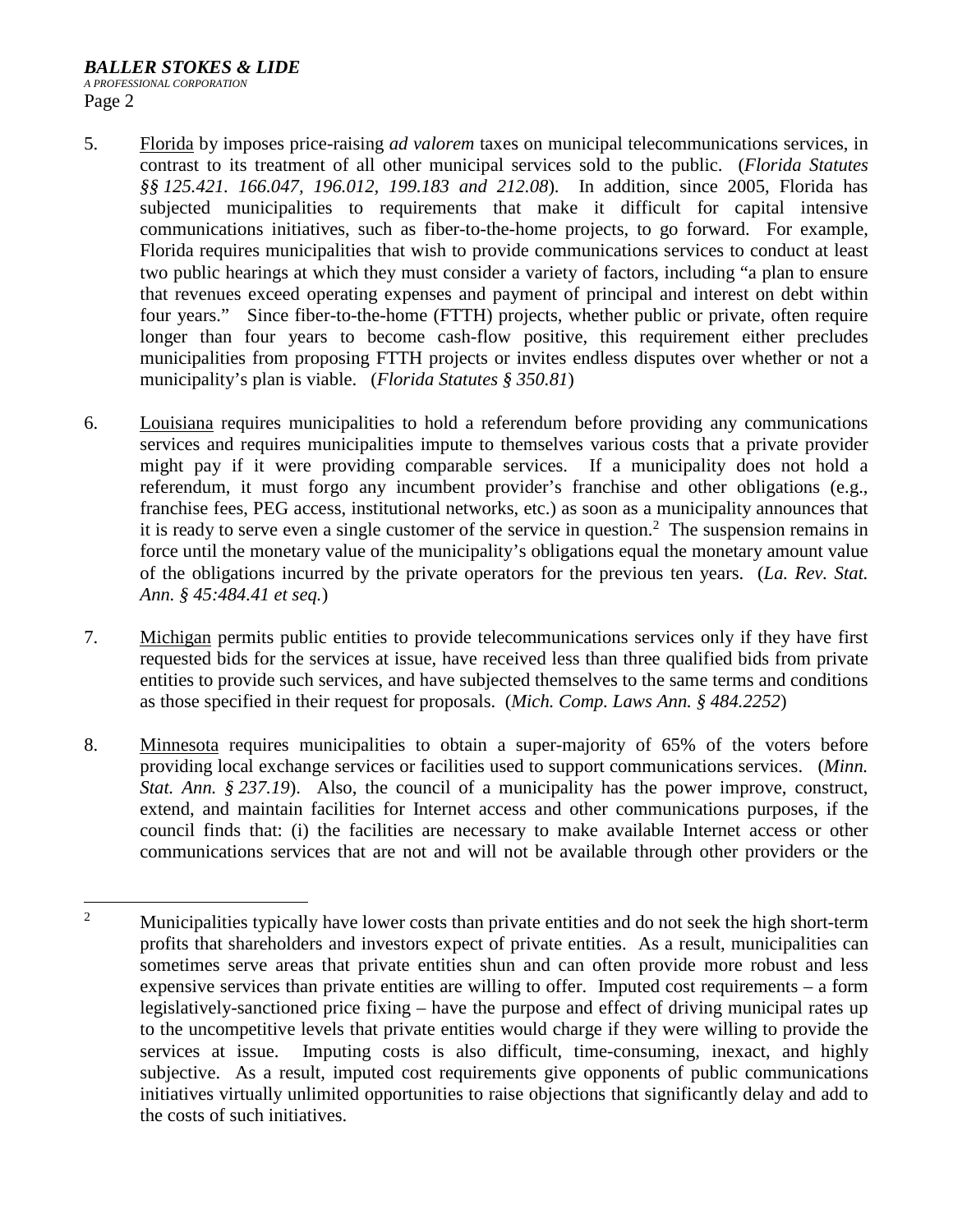5. Florida by imposes price-raising *ad valorem* taxes on municipal telecommunications services, in contrast to its treatment of all other municipal services sold to the public. (*Florida Statutes §§ 125.421. 166.047, 196.012, 199.183 and 212.08*). In addition, since 2005, Florida has subjected municipalities to requirements that make it difficult for capital intensive communications initiatives, such as fiber-to-the-home projects, to go forward. For example, Florida requires municipalities that wish to provide communications services to conduct at least two public hearings at which they must consider a variety of factors, including "a plan to ensure that revenues exceed operating expenses and payment of principal and interest on debt within four years." Since fiber-to-the-home (FTTH) projects, whether public or private, often require longer than four years to become cash-flow positive, this requirement either precludes municipalities from proposing FTTH projects or invites endless disputes over whether or not a municipality's plan is viable. (*Florida Statutes § 350.81*)

6. Louisiana requires municipalities to hold a referendum before providing any communications services and requires municipalities impute to themselves various costs that a private provider might pay if it were providing comparable services. If a municipality does not hold a referendum, it must forgo any incumbent provider's franchise and other obligations (e.g., franchise fees, PEG access, institutional networks, etc.) as soon as a municipality announces that it is ready to serve even a single customer of the service in question.[2] The suspension remains in force until the monetary value of the municipality's obligations equal the monetary amount value of the obligations incurred by the private operators for the previous ten years. (*La. Rev. Stat. Ann. § 45:484.41 et seq.*)

7. Michigan permits public entities to provide telecommunications services only if they have first requested bids for the services at issue, have received less than three qualified bids from private entities to provide such services, and have subjected themselves to the same terms and conditions as those specified in their request for proposals. (*Mich. Comp. Laws Ann. § 484.2252*)

8. Minnesota requires municipalities to obtain a super-majority of 65% of the voters before providing local exchange services or facilities used to support communications services. (*Minn. Stat. Ann. § 237.19*). Also, the council of a municipality has the power improve, construct, extend, and maintain facilities for Internet access and other communications purposes, if the council finds that: (i) the facilities are necessary to make available Internet access or other communications services that are not and will not be available through other providers or the

---

[2] Municipalities typically have lower costs than private entities and do not seek the high short-term profits that shareholders and investors expect of private entities. As a result, municipalities can sometimes serve areas that private entities shun and can often provide more robust and less expensive services than private entities are willing to offer. Imputed cost requirements – a form legislatively-sanctioned price fixing – have the purpose and effect of driving municipal rates up to the uncompetitive levels that private entities would charge if they were willing to provide the services at issue. Imputing costs is also difficult, time-consuming, inexact, and highly subjective. As a result, imputed cost requirements give opponents of public communications initiatives virtually unlimited opportunities to raise objections that significantly delay and add to the costs of such initiatives.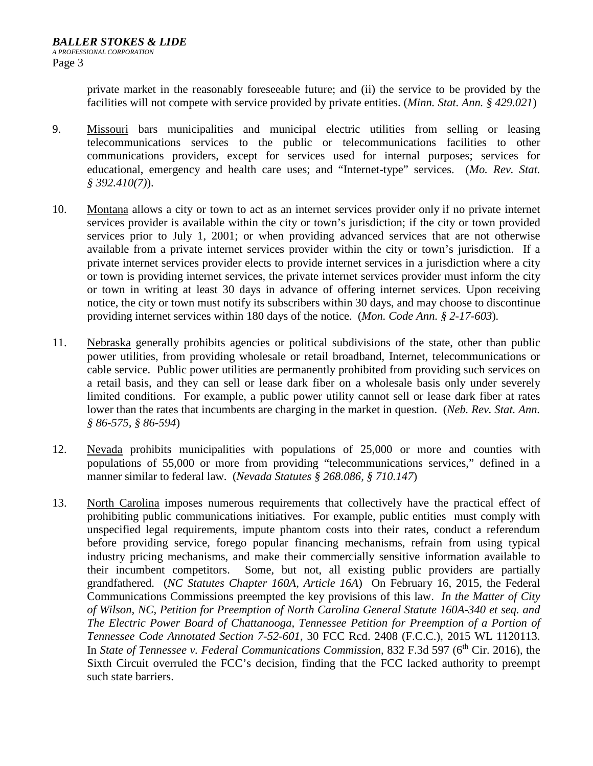private market in the reasonably foreseeable future; and (ii) the service to be provided by the facilities will not compete with service provided by private entities. (*Minn. Stat. Ann. § 429.021*)

9. Missouri bars municipalities and municipal electric utilities from selling or leasing telecommunications services to the public or telecommunications facilities to other communications providers, except for services used for internal purposes; services for educational, emergency and health care uses; and "Internet-type" services. (*Mo. Rev. Stat. § 392.410(7)*).

10. Montana allows a city or town to act as an internet services provider only if no private internet services provider is available within the city or town's jurisdiction; if the city or town provided services prior to July 1, 2001; or when providing advanced services that are not otherwise available from a private internet services provider within the city or town's jurisdiction. If a private internet services provider elects to provide internet services in a jurisdiction where a city or town is providing internet services, the private internet services provider must inform the city or town in writing at least 30 days in advance of offering internet services. Upon receiving notice, the city or town must notify its subscribers within 30 days, and may choose to discontinue providing internet services within 180 days of the notice. (*Mon. Code Ann. § 2-17-603*).

11. Nebraska generally prohibits agencies or political subdivisions of the state, other than public power utilities, from providing wholesale or retail broadband, Internet, telecommunications or cable service. Public power utilities are permanently prohibited from providing such services on a retail basis, and they can sell or lease dark fiber on a wholesale basis only under severely limited conditions. For example, a public power utility cannot sell or lease dark fiber at rates lower than the rates that incumbents are charging in the market in question. (*Neb. Rev. Stat. Ann. § 86-575, § 86-594*)

12. Nevada prohibits municipalities with populations of 25,000 or more and counties with populations of 55,000 or more from providing "telecommunications services," defined in a manner similar to federal law. (*Nevada Statutes § 268.086, § 710.147*)

13. North Carolina imposes numerous requirements that collectively have the practical effect of prohibiting public communications initiatives. For example, public entities must comply with unspecified legal requirements, impute phantom costs into their rates, conduct a referendum before providing service, forego popular financing mechanisms, refrain from using typical industry pricing mechanisms, and make their commercially sensitive information available to their incumbent competitors. Some, but not, all existing public providers are partially grandfathered. (*NC Statutes Chapter 160A, Article 16A*) On February 16, 2015, the Federal Communications Commissions preempted the key provisions of this law. *In the Matter of City of Wilson, NC, Petition for Preemption of North Carolina General Statute 160A-340 et seq. and The Electric Power Board of Chattanooga, Tennessee Petition for Preemption of a Portion of Tennessee Code Annotated Section 7-52-601*, 30 FCC Rcd. 2408 (F.C.C.), 2015 WL 1120113. In *State of Tennessee v. Federal Communications Commission*, 832 F.3d 597 (6th Cir. 2016), the Sixth Circuit overruled the FCC's decision, finding that the FCC lacked authority to preempt such state barriers.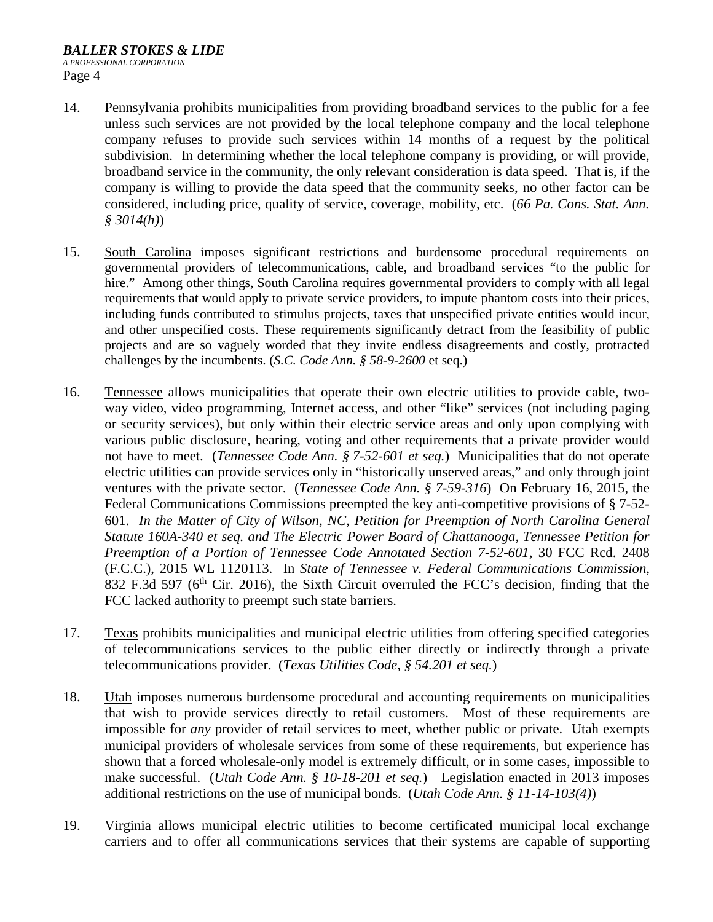14. Pennsylvania prohibits municipalities from providing broadband services to the public for a fee unless such services are not provided by the local telephone company and the local telephone company refuses to provide such services within 14 months of a request by the political subdivision. In determining whether the local telephone company is providing, or will provide, broadband service in the community, the only relevant consideration is data speed. That is, if the company is willing to provide the data speed that the community seeks, no other factor can be considered, including price, quality of service, coverage, mobility, etc. (*66 Pa. Cons. Stat. Ann. § 3014(h)*)

15. South Carolina imposes significant restrictions and burdensome procedural requirements on governmental providers of telecommunications, cable, and broadband services "to the public for hire." Among other things, South Carolina requires governmental providers to comply with all legal requirements that would apply to private service providers, to impute phantom costs into their prices, including funds contributed to stimulus projects, taxes that unspecified private entities would incur, and other unspecified costs. These requirements significantly detract from the feasibility of public projects and are so vaguely worded that they invite endless disagreements and costly, protracted challenges by the incumbents. (*S.C. Code Ann. § 58-9-2600* et seq.)

16. Tennessee allows municipalities that operate their own electric utilities to provide cable, two-way video, video programming, Internet access, and other "like" services (not including paging or security services), but only within their electric service areas and only upon complying with various public disclosure, hearing, voting and other requirements that a private provider would not have to meet. (*Tennessee Code Ann. § 7-52-601 et seq.*) Municipalities that do not operate electric utilities can provide services only in "historically unserved areas," and only through joint ventures with the private sector. (*Tennessee Code Ann. § 7-59-316*) On February 16, 2015, the Federal Communications Commissions preempted the key anti-competitive provisions of § 7-52-601. *In the Matter of City of Wilson, NC, Petition for Preemption of North Carolina General Statute 160A-340 et seq. and The Electric Power Board of Chattanooga, Tennessee Petition for Preemption of a Portion of Tennessee Code Annotated Section 7-52-601*, 30 FCC Rcd. 2408 (F.C.C.), 2015 WL 1120113. In *State of Tennessee v. Federal Communications Commission*, 832 F.3d 597 (6th Cir. 2016), the Sixth Circuit overruled the FCC's decision, finding that the FCC lacked authority to preempt such state barriers.

17. Texas prohibits municipalities and municipal electric utilities from offering specified categories of telecommunications services to the public either directly or indirectly through a private telecommunications provider. (*Texas Utilities Code, § 54.201 et seq.*)

18. Utah imposes numerous burdensome procedural and accounting requirements on municipalities that wish to provide services directly to retail customers. Most of these requirements are impossible for *any* provider of retail services to meet, whether public or private. Utah exempts municipal providers of wholesale services from some of these requirements, but experience has shown that a forced wholesale-only model is extremely difficult, or in some cases, impossible to make successful. (*Utah Code Ann. § 10-18-201 et seq.*) Legislation enacted in 2013 imposes additional restrictions on the use of municipal bonds. (*Utah Code Ann. § 11-14-103(4)*)

19. Virginia allows municipal electric utilities to become certificated municipal local exchange carriers and to offer all communications services that their systems are capable of supporting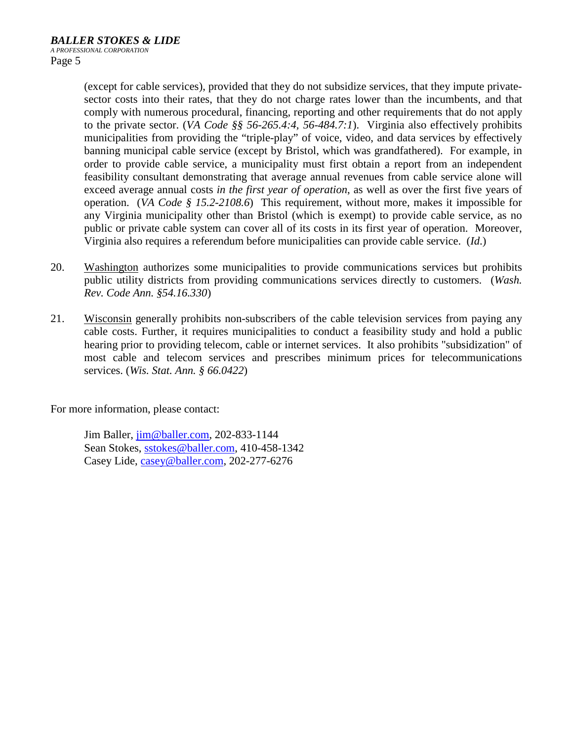(except for cable services), provided that they do not subsidize services, that they impute private-sector costs into their rates, that they do not charge rates lower than the incumbents, and that comply with numerous procedural, financing, reporting and other requirements that do not apply to the private sector. (*VA Code §§ 56-265.4:4, 56-484.7:1*). Virginia also effectively prohibits municipalities from providing the "triple-play" of voice, video, and data services by effectively banning municipal cable service (except by Bristol, which was grandfathered). For example, in order to provide cable service, a municipality must first obtain a report from an independent feasibility consultant demonstrating that average annual revenues from cable service alone will exceed average annual costs *in the first year of operation*, as well as over the first five years of operation. (*VA Code § 15.2-2108.6*) This requirement, without more, makes it impossible for any Virginia municipality other than Bristol (which is exempt) to provide cable service, as no public or private cable system can cover all of its costs in its first year of operation. Moreover, Virginia also requires a referendum before municipalities can provide cable service. (*Id.*)

20. Washington authorizes some municipalities to provide communications services but prohibits public utility districts from providing communications services directly to customers. (*Wash. Rev. Code Ann. §54.16.330*)

21. Wisconsin generally prohibits non-subscribers of the cable television services from paying any cable costs. Further, it requires municipalities to conduct a feasibility study and hold a public hearing prior to providing telecom, cable or internet services. It also prohibits "subsidization" of most cable and telecom services and prescribes minimum prices for telecommunications services. (*Wis. Stat. Ann. § 66.0422*)

For more information, please contact:

Jim Baller, jim@baller.com, 202-833-1144
Sean Stokes, sstokes@baller.com, 410-458-1342
Casey Lide, casey@baller.com, 202-277-6276